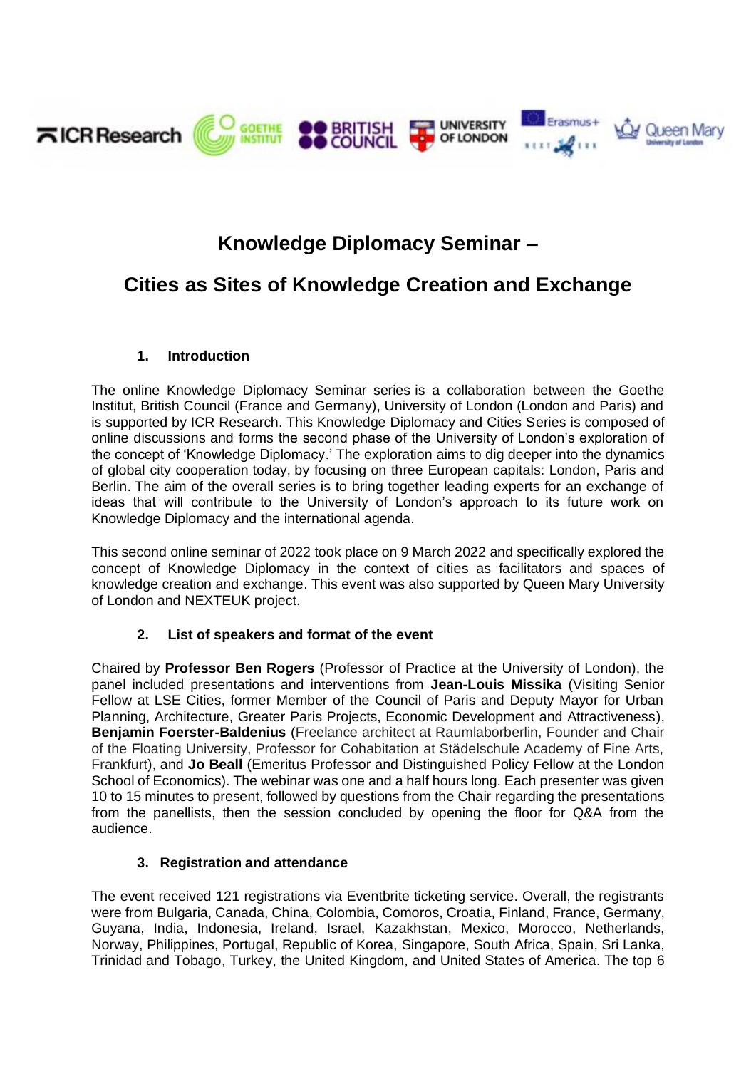# Knowledge Diplomacy Seminar –

# Cities as Sites of Knowledge Creation and Exchange

## 1. Introduction

The online Knowledge Diplomacy Seminar series is a collaboration between the Goethe Institut, British Council (France and Germany), University of London (London and Paris) and is supported by ICR Research. This Knowledge Diplomacy and Cities Series is composed of online discussions and forms the second phase of the University of London's exploration of the concept of 'Knowledge Diplomacy.' The exploration aims to dig deeper into the dynamics of global city cooperation today, by focusing on three European capitals: London, Paris and Berlin. The aim of the overall series is to bring together leading experts for an exchange of ideas that will contribute to the University of London's approach to its future work on Knowledge Diplomacy and the international agenda.

This second online seminar of 2022 took place on 9 March 2022 and specifically explored the concept of Knowledge Diplomacy in the context of cities as facilitators and spaces of knowledge creation and exchange. This event was also supported by Queen Mary University of London and NEXTEUK project.

## 2. List of speakers and format of the event

Chaired by **Professor Ben Rogers** (Professor of Practice at the University of London), the panel included presentations and interventions from **Jean-Louis Missika** (Visiting Senior Fellow at LSE Cities, former Member of the Council of Paris and Deputy Mayor for Urban Planning, Architecture, Greater Paris Projects, Economic Development and Attractiveness), **Benjamin Foerster-Baldenius** (Freelance architect at Raumlaborberlin, Founder and Chair of the Floating University, Professor for Cohabitation at Städelschule Academy of Fine Arts, Frankfurt), and **Jo Beall** (Emeritus Professor and Distinguished Policy Fellow at the London School of Economics). The webinar was one and a half hours long. Each presenter was given 10 to 15 minutes to present, followed by questions from the Chair regarding the presentations from the panellists, then the session concluded by opening the floor for Q&A from the audience.

## 3. Registration and attendance

The event received 121 registrations via Eventbrite ticketing service. Overall, the registrants were from Bulgaria, Canada, China, Colombia, Comoros, Croatia, Finland, France, Germany, Guyana, India, Indonesia, Ireland, Israel, Kazakhstan, Mexico, Morocco, Netherlands, Norway, Philippines, Portugal, Republic of Korea, Singapore, South Africa, Spain, Sri Lanka, Trinidad and Tobago, Turkey, the United Kingdom, and United States of America. The top 6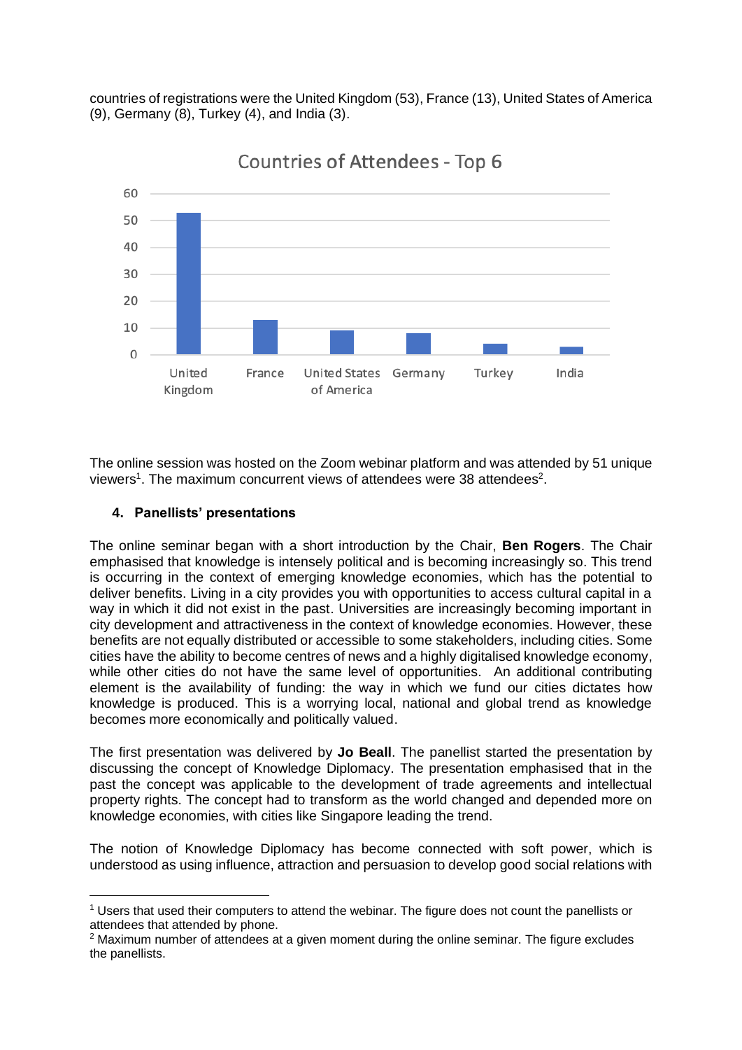countries of registrations were the United Kingdom (53), France (13), United States of America (9), Germany (8), Turkey (4), and India (3).

The online session was hosted on the Zoom webinar platform and was attended by 51 unique viewers[1]. The maximum concurrent views of attendees were 38 attendees[2].

## 4. Panellists' presentations

The online seminar began with a short introduction by the Chair, **Ben Rogers**. The Chair emphasised that knowledge is intensely political and is becoming increasingly so. This trend is occurring in the context of emerging knowledge economies, which has the potential to deliver benefits. Living in a city provides you with opportunities to access cultural capital in a way in which it did not exist in the past. Universities are increasingly becoming important in city development and attractiveness in the context of knowledge economies. However, these benefits are not equally distributed or accessible to some stakeholders, including cities. Some cities have the ability to become centres of news and a highly digitalised knowledge economy, while other cities do not have the same level of opportunities. An additional contributing element is the availability of funding: the way in which we fund our cities dictates how knowledge is produced. This is a worrying local, national and global trend as knowledge becomes more economically and politically valued.

The first presentation was delivered by **Jo Beall**. The panellist started the presentation by discussing the concept of Knowledge Diplomacy. The presentation emphasised that in the past the concept was applicable to the development of trade agreements and intellectual property rights. The concept had to transform as the world changed and depended more on knowledge economies, with cities like Singapore leading the trend.

The notion of Knowledge Diplomacy has become connected with soft power, which is understood as using influence, attraction and persuasion to develop good social relations with

[1] Users that used their computers to attend the webinar. The figure does not count the panellists or attendees that attended by phone.

[2] Maximum number of attendees at a given moment during the online seminar. The figure excludes the panellists.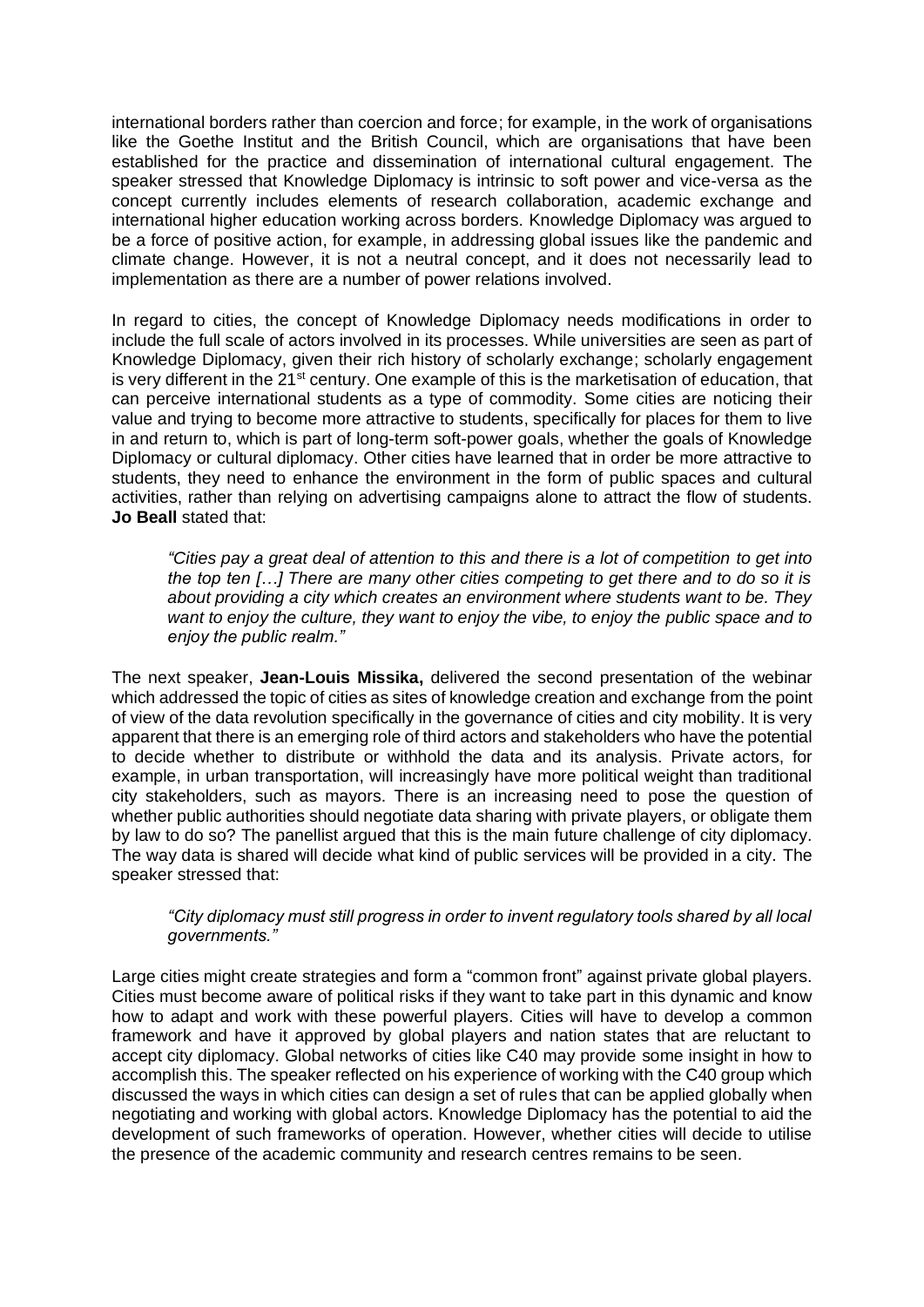international borders rather than coercion and force; for example, in the work of organisations like the Goethe Institut and the British Council, which are organisations that have been established for the practice and dissemination of international cultural engagement. The speaker stressed that Knowledge Diplomacy is intrinsic to soft power and vice-versa as the concept currently includes elements of research collaboration, academic exchange and international higher education working across borders. Knowledge Diplomacy was argued to be a force of positive action, for example, in addressing global issues like the pandemic and climate change. However, it is not a neutral concept, and it does not necessarily lead to implementation as there are a number of power relations involved.

In regard to cities, the concept of Knowledge Diplomacy needs modifications in order to include the full scale of actors involved in its processes. While universities are seen as part of Knowledge Diplomacy, given their rich history of scholarly exchange; scholarly engagement is very different in the 21st century. One example of this is the marketisation of education, that can perceive international students as a type of commodity. Some cities are noticing their value and trying to become more attractive to students, specifically for places for them to live in and return to, which is part of long-term soft-power goals, whether the goals of Knowledge Diplomacy or cultural diplomacy. Other cities have learned that in order be more attractive to students, they need to enhance the environment in the form of public spaces and cultural activities, rather than relying on advertising campaigns alone to attract the flow of students. **Jo Beall** stated that:

> *"Cities pay a great deal of attention to this and there is a lot of competition to get into the top ten […] There are many other cities competing to get there and to do so it is about providing a city which creates an environment where students want to be. They want to enjoy the culture, they want to enjoy the vibe, to enjoy the public space and to enjoy the public realm."*

The next speaker, **Jean-Louis Missika,** delivered the second presentation of the webinar which addressed the topic of cities as sites of knowledge creation and exchange from the point of view of the data revolution specifically in the governance of cities and city mobility. It is very apparent that there is an emerging role of third actors and stakeholders who have the potential to decide whether to distribute or withhold the data and its analysis. Private actors, for example, in urban transportation, will increasingly have more political weight than traditional city stakeholders, such as mayors. There is an increasing need to pose the question of whether public authorities should negotiate data sharing with private players, or obligate them by law to do so? The panellist argued that this is the main future challenge of city diplomacy. The way data is shared will decide what kind of public services will be provided in a city. The speaker stressed that:

> *"City diplomacy must still progress in order to invent regulatory tools shared by all local governments."*

Large cities might create strategies and form a "common front" against private global players. Cities must become aware of political risks if they want to take part in this dynamic and know how to adapt and work with these powerful players. Cities will have to develop a common framework and have it approved by global players and nation states that are reluctant to accept city diplomacy. Global networks of cities like C40 may provide some insight in how to accomplish this. The speaker reflected on his experience of working with the C40 group which discussed the ways in which cities can design a set of rules that can be applied globally when negotiating and working with global actors. Knowledge Diplomacy has the potential to aid the development of such frameworks of operation. However, whether cities will decide to utilise the presence of the academic community and research centres remains to be seen.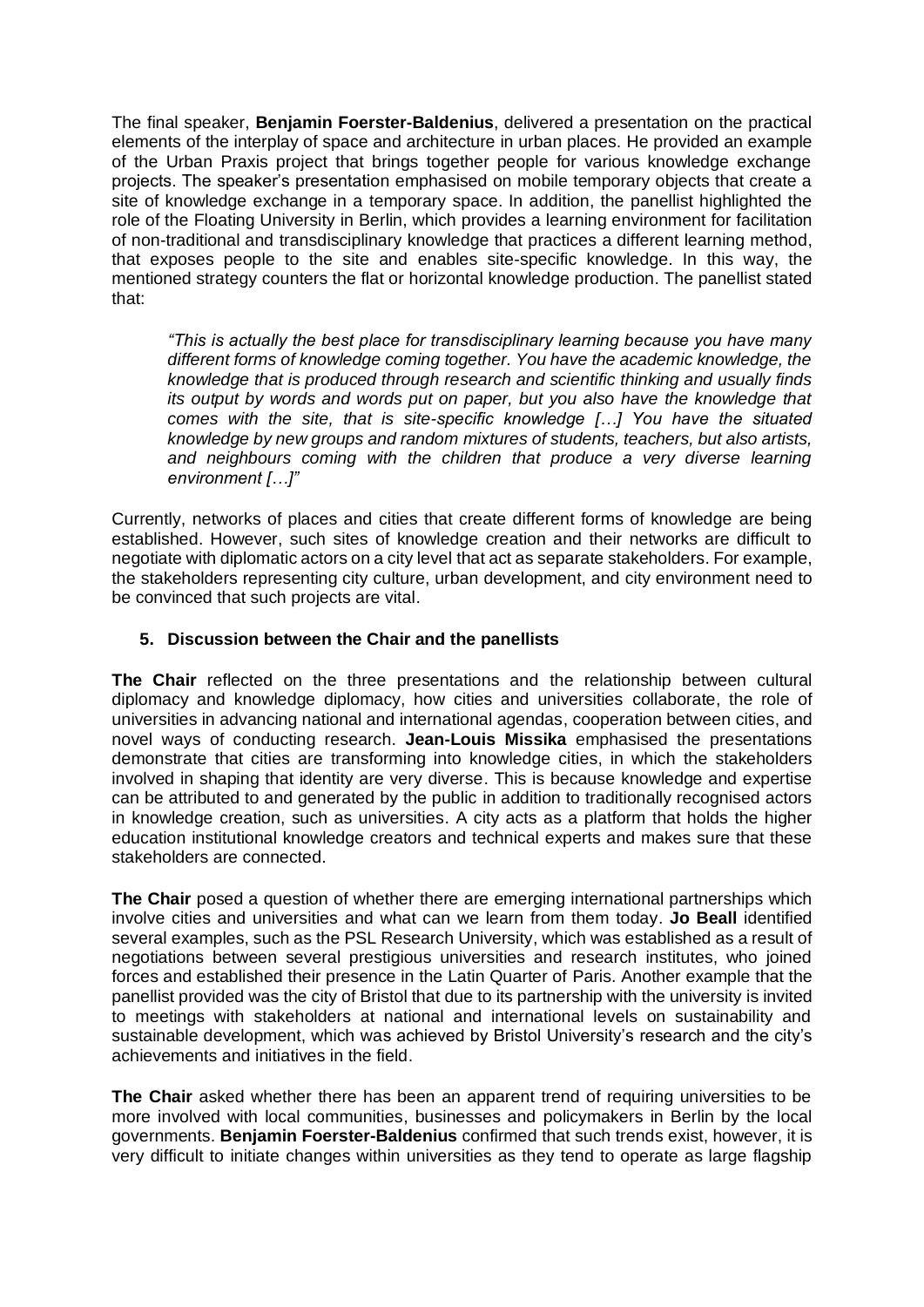The final speaker, **Benjamin Foerster-Baldenius**, delivered a presentation on the practical elements of the interplay of space and architecture in urban places. He provided an example of the Urban Praxis project that brings together people for various knowledge exchange projects. The speaker's presentation emphasised on mobile temporary objects that create a site of knowledge exchange in a temporary space. In addition, the panellist highlighted the role of the Floating University in Berlin, which provides a learning environment for facilitation of non-traditional and transdisciplinary knowledge that practices a different learning method, that exposes people to the site and enables site-specific knowledge. In this way, the mentioned strategy counters the flat or horizontal knowledge production. The panellist stated that:

> *"This is actually the best place for transdisciplinary learning because you have many different forms of knowledge coming together. You have the academic knowledge, the knowledge that is produced through research and scientific thinking and usually finds its output by words and words put on paper, but you also have the knowledge that comes with the site, that is site-specific knowledge […] You have the situated knowledge by new groups and random mixtures of students, teachers, but also artists, and neighbours coming with the children that produce a very diverse learning environment […]"*

Currently, networks of places and cities that create different forms of knowledge are being established. However, such sites of knowledge creation and their networks are difficult to negotiate with diplomatic actors on a city level that act as separate stakeholders. For example, the stakeholders representing city culture, urban development, and city environment need to be convinced that such projects are vital.

## 5. Discussion between the Chair and the panellists

**The Chair** reflected on the three presentations and the relationship between cultural diplomacy and knowledge diplomacy, how cities and universities collaborate, the role of universities in advancing national and international agendas, cooperation between cities, and novel ways of conducting research. **Jean-Louis Missika** emphasised the presentations demonstrate that cities are transforming into knowledge cities, in which the stakeholders involved in shaping that identity are very diverse. This is because knowledge and expertise can be attributed to and generated by the public in addition to traditionally recognised actors in knowledge creation, such as universities. A city acts as a platform that holds the higher education institutional knowledge creators and technical experts and makes sure that these stakeholders are connected.

**The Chair** posed a question of whether there are emerging international partnerships which involve cities and universities and what can we learn from them today. **Jo Beall** identified several examples, such as the PSL Research University, which was established as a result of negotiations between several prestigious universities and research institutes, who joined forces and established their presence in the Latin Quarter of Paris. Another example that the panellist provided was the city of Bristol that due to its partnership with the university is invited to meetings with stakeholders at national and international levels on sustainability and sustainable development, which was achieved by Bristol University's research and the city's achievements and initiatives in the field.

**The Chair** asked whether there has been an apparent trend of requiring universities to be more involved with local communities, businesses and policymakers in Berlin by the local governments. **Benjamin Foerster-Baldenius** confirmed that such trends exist, however, it is very difficult to initiate changes within universities as they tend to operate as large flagship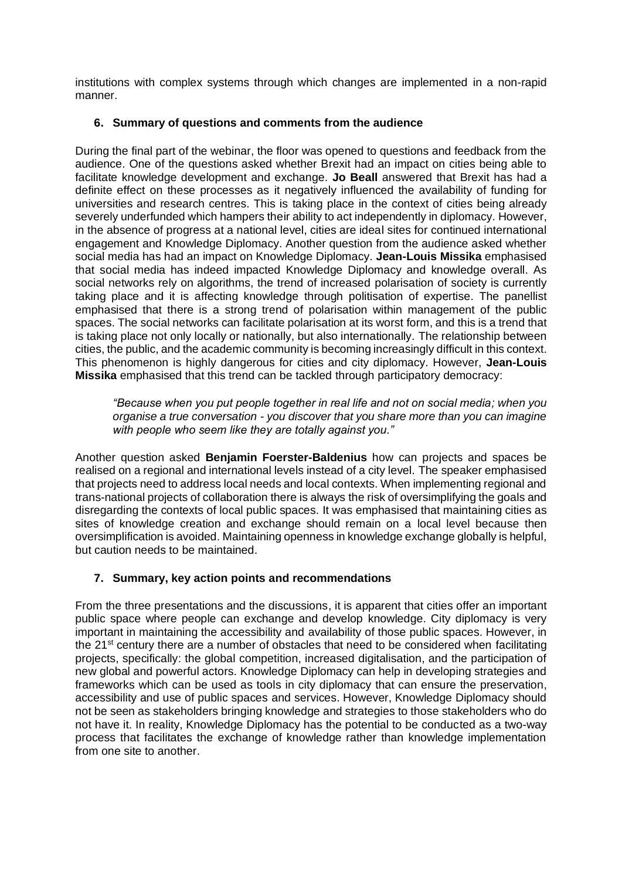institutions with complex systems through which changes are implemented in a non-rapid manner.

## 6. Summary of questions and comments from the audience

During the final part of the webinar, the floor was opened to questions and feedback from the audience. One of the questions asked whether Brexit had an impact on cities being able to facilitate knowledge development and exchange. **Jo Beall** answered that Brexit has had a definite effect on these processes as it negatively influenced the availability of funding for universities and research centres. This is taking place in the context of cities being already severely underfunded which hampers their ability to act independently in diplomacy. However, in the absence of progress at a national level, cities are ideal sites for continued international engagement and Knowledge Diplomacy. Another question from the audience asked whether social media has had an impact on Knowledge Diplomacy. **Jean-Louis Missika** emphasised that social media has indeed impacted Knowledge Diplomacy and knowledge overall. As social networks rely on algorithms, the trend of increased polarisation of society is currently taking place and it is affecting knowledge through politisation of expertise. The panellist emphasised that there is a strong trend of polarisation within management of the public spaces. The social networks can facilitate polarisation at its worst form, and this is a trend that is taking place not only locally or nationally, but also internationally. The relationship between cities, the public, and the academic community is becoming increasingly difficult in this context. This phenomenon is highly dangerous for cities and city diplomacy. However, **Jean-Louis Missika** emphasised that this trend can be tackled through participatory democracy:

> *"Because when you put people together in real life and not on social media; when you organise a true conversation - you discover that you share more than you can imagine with people who seem like they are totally against you."*

Another question asked **Benjamin Foerster-Baldenius** how can projects and spaces be realised on a regional and international levels instead of a city level. The speaker emphasised that projects need to address local needs and local contexts. When implementing regional and trans-national projects of collaboration there is always the risk of oversimplifying the goals and disregarding the contexts of local public spaces. It was emphasised that maintaining cities as sites of knowledge creation and exchange should remain on a local level because then oversimplification is avoided. Maintaining openness in knowledge exchange globally is helpful, but caution needs to be maintained.

## 7. Summary, key action points and recommendations

From the three presentations and the discussions, it is apparent that cities offer an important public space where people can exchange and develop knowledge. City diplomacy is very important in maintaining the accessibility and availability of those public spaces. However, in the 21st century there are a number of obstacles that need to be considered when facilitating projects, specifically: the global competition, increased digitalisation, and the participation of new global and powerful actors. Knowledge Diplomacy can help in developing strategies and frameworks which can be used as tools in city diplomacy that can ensure the preservation, accessibility and use of public spaces and services. However, Knowledge Diplomacy should not be seen as stakeholders bringing knowledge and strategies to those stakeholders who do not have it. In reality, Knowledge Diplomacy has the potential to be conducted as a two-way process that facilitates the exchange of knowledge rather than knowledge implementation from one site to another.